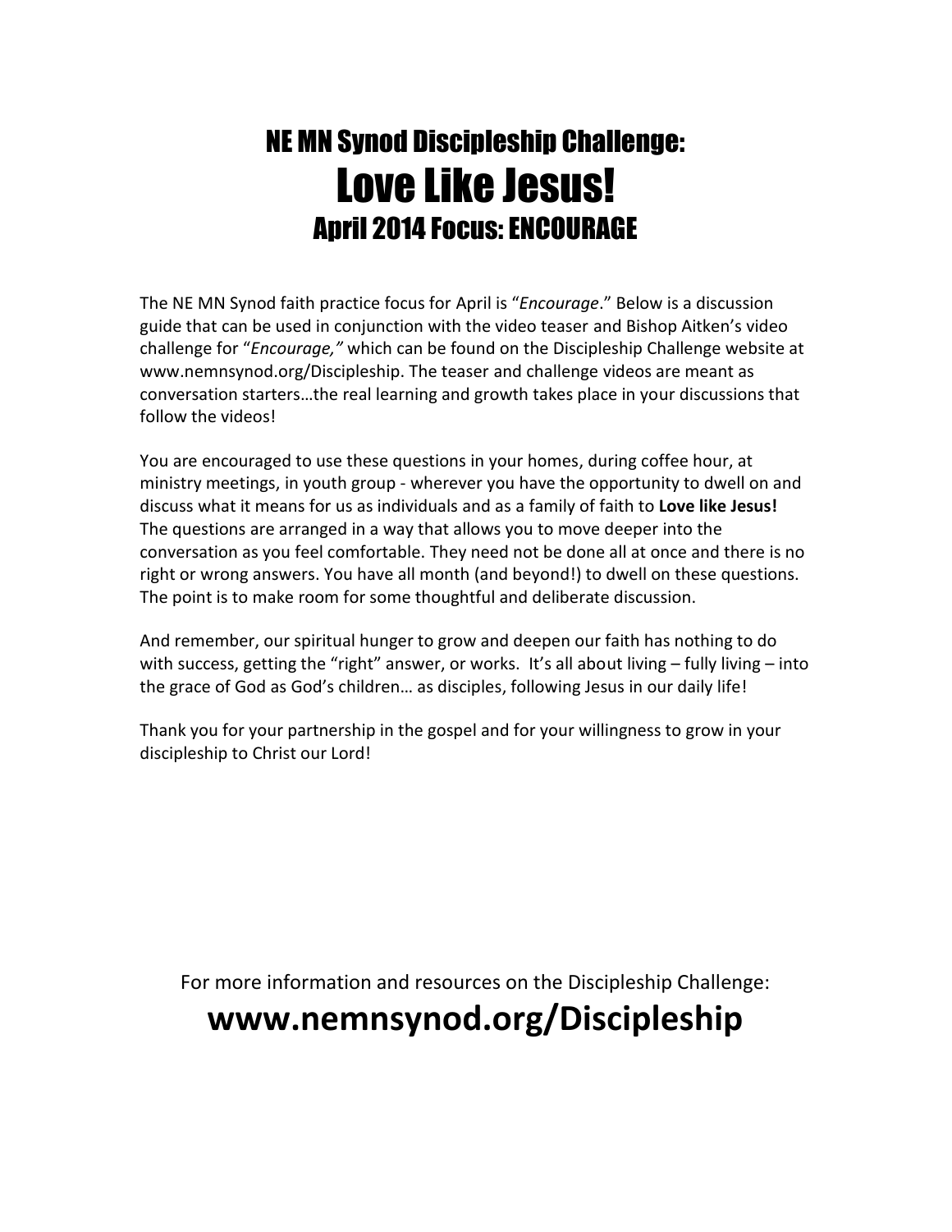# NE MN Synod Discipleship Challenge:
# Love Like Jesus!
## April 2014 Focus: ENCOURAGE

The NE MN Synod faith practice focus for April is "*Encourage*." Below is a discussion guide that can be used in conjunction with the video teaser and Bishop Aitken's video challenge for "*Encourage,"* which can be found on the Discipleship Challenge website at www.nemnsynod.org/Discipleship. The teaser and challenge videos are meant as conversation starters…the real learning and growth takes place in your discussions that follow the videos!

You are encouraged to use these questions in your homes, during coffee hour, at ministry meetings, in youth group - wherever you have the opportunity to dwell on and discuss what it means for us as individuals and as a family of faith to **Love like Jesus!** The questions are arranged in a way that allows you to move deeper into the conversation as you feel comfortable. They need not be done all at once and there is no right or wrong answers. You have all month (and beyond!) to dwell on these questions. The point is to make room for some thoughtful and deliberate discussion.

And remember, our spiritual hunger to grow and deepen our faith has nothing to do with success, getting the "right" answer, or works. It's all about living – fully living – into the grace of God as God's children… as disciples, following Jesus in our daily life!

Thank you for your partnership in the gospel and for your willingness to grow in your discipleship to Christ our Lord!

For more information and resources on the Discipleship Challenge:

**www.nemnsynod.org/Discipleship**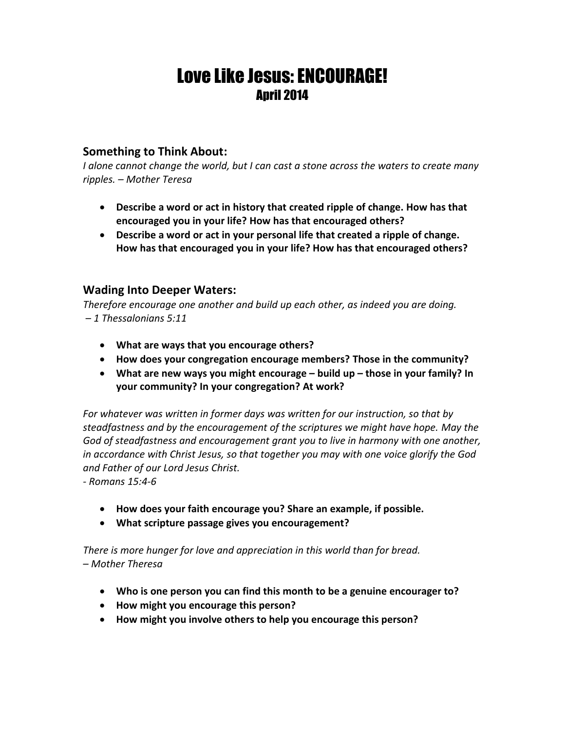# Love Like Jesus: ENCOURAGE!
## April 2014

### Something to Think About:

*I alone cannot change the world, but I can cast a stone across the waters to create many ripples. – Mother Teresa*

- **Describe a word or act in history that created ripple of change. How has that encouraged you in your life? How has that encouraged others?**
- **Describe a word or act in your personal life that created a ripple of change. How has that encouraged you in your life? How has that encouraged others?**

### Wading Into Deeper Waters:

*Therefore encourage one another and build up each other, as indeed you are doing.*
*– 1 Thessalonians 5:11*

- **What are ways that you encourage others?**
- **How does your congregation encourage members? Those in the community?**
- **What are new ways you might encourage – build up – those in your family? In your community? In your congregation? At work?**

*For whatever was written in former days was written for our instruction, so that by steadfastness and by the encouragement of the scriptures we might have hope. May the God of steadfastness and encouragement grant you to live in harmony with one another, in accordance with Christ Jesus, so that together you may with one voice glorify the God and Father of our Lord Jesus Christ.*
*- Romans 15:4-6*

- **How does your faith encourage you? Share an example, if possible.**
- **What scripture passage gives you encouragement?**

*There is more hunger for love and appreciation in this world than for bread.*
*– Mother Theresa*

- **Who is one person you can find this month to be a genuine encourager to?**
- **How might you encourage this person?**
- **How might you involve others to help you encourage this person?**